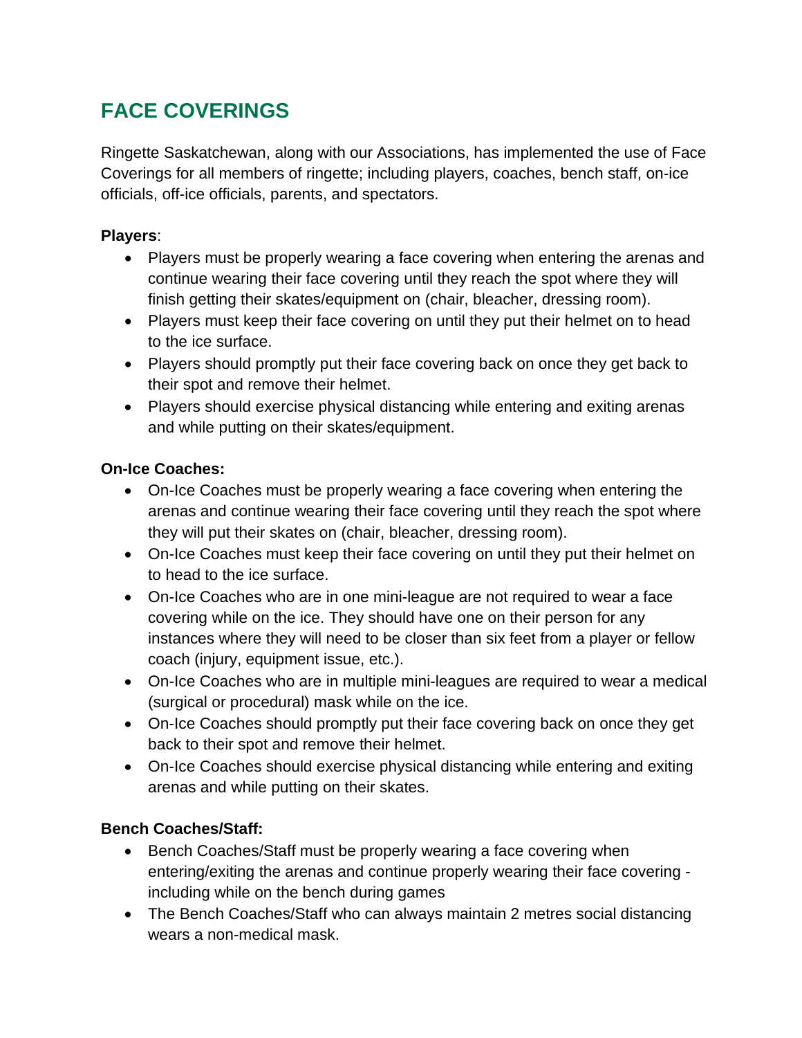# FACE COVERINGS

Ringette Saskatchewan, along with our Associations, has implemented the use of Face Coverings for all members of ringette; including players, coaches, bench staff, on-ice officials, off-ice officials, parents, and spectators.

**Players**:

- Players must be properly wearing a face covering when entering the arenas and continue wearing their face covering until they reach the spot where they will finish getting their skates/equipment on (chair, bleacher, dressing room).
- Players must keep their face covering on until they put their helmet on to head to the ice surface.
- Players should promptly put their face covering back on once they get back to their spot and remove their helmet.
- Players should exercise physical distancing while entering and exiting arenas and while putting on their skates/equipment.

**On-Ice Coaches:**

- On-Ice Coaches must be properly wearing a face covering when entering the arenas and continue wearing their face covering until they reach the spot where they will put their skates on (chair, bleacher, dressing room).
- On-Ice Coaches must keep their face covering on until they put their helmet on to head to the ice surface.
- On-Ice Coaches who are in one mini-league are not required to wear a face covering while on the ice. They should have one on their person for any instances where they will need to be closer than six feet from a player or fellow coach (injury, equipment issue, etc.).
- On-Ice Coaches who are in multiple mini-leagues are required to wear a medical (surgical or procedural) mask while on the ice.
- On-Ice Coaches should promptly put their face covering back on once they get back to their spot and remove their helmet.
- On-Ice Coaches should exercise physical distancing while entering and exiting arenas and while putting on their skates.

**Bench Coaches/Staff:**

- Bench Coaches/Staff must be properly wearing a face covering when entering/exiting the arenas and continue properly wearing their face covering - including while on the bench during games
- The Bench Coaches/Staff who can always maintain 2 metres social distancing wears a non-medical mask.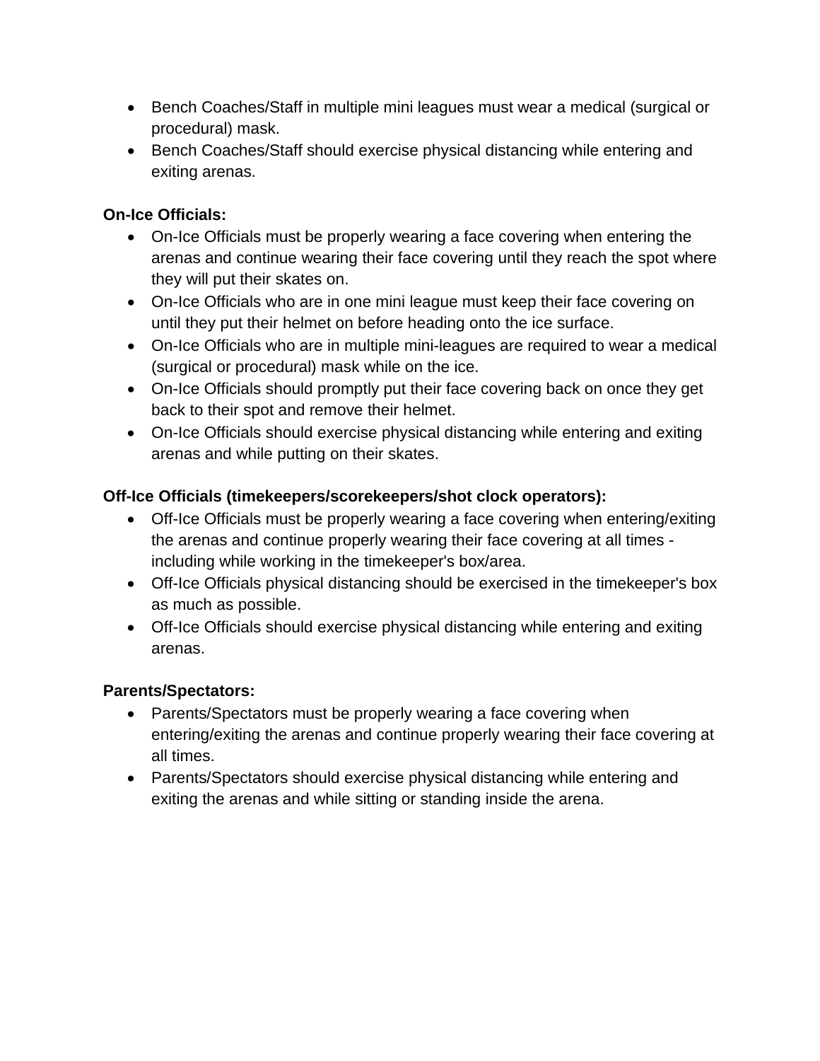- Bench Coaches/Staff in multiple mini leagues must wear a medical (surgical or procedural) mask.
- Bench Coaches/Staff should exercise physical distancing while entering and exiting arenas.

**On-Ice Officials:**

- On-Ice Officials must be properly wearing a face covering when entering the arenas and continue wearing their face covering until they reach the spot where they will put their skates on.
- On-Ice Officials who are in one mini league must keep their face covering on until they put their helmet on before heading onto the ice surface.
- On-Ice Officials who are in multiple mini-leagues are required to wear a medical (surgical or procedural) mask while on the ice.
- On-Ice Officials should promptly put their face covering back on once they get back to their spot and remove their helmet.
- On-Ice Officials should exercise physical distancing while entering and exiting arenas and while putting on their skates.

**Off-Ice Officials (timekeepers/scorekeepers/shot clock operators):**

- Off-Ice Officials must be properly wearing a face covering when entering/exiting the arenas and continue properly wearing their face covering at all times - including while working in the timekeeper's box/area.
- Off-Ice Officials physical distancing should be exercised in the timekeeper's box as much as possible.
- Off-Ice Officials should exercise physical distancing while entering and exiting arenas.

**Parents/Spectators:**

- Parents/Spectators must be properly wearing a face covering when entering/exiting the arenas and continue properly wearing their face covering at all times.
- Parents/Spectators should exercise physical distancing while entering and exiting the arenas and while sitting or standing inside the arena.